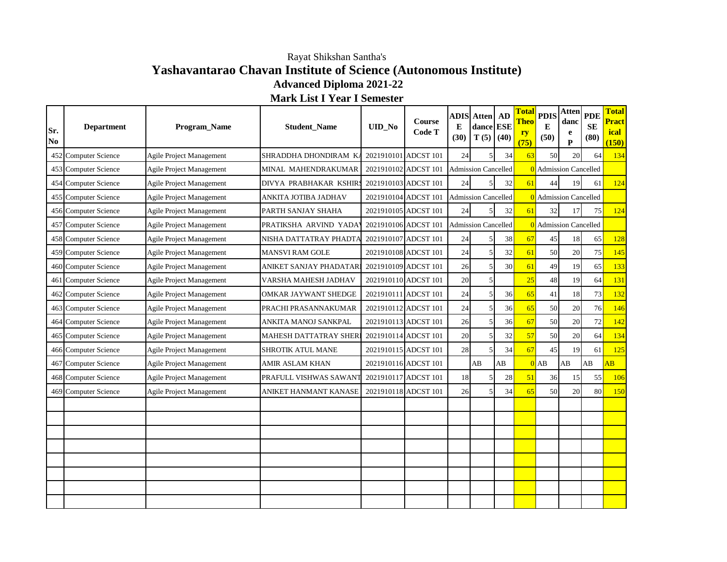Rayat Shikshan Santha's

# Yashavantarao Chavan Institute of Science (Autonomous Institute)

## Advanced Diploma 2021-22

## Mark List I Year I Semester

| Sr. No | Department | Program_Name | Student_Name | UID_No | Course Code T | ADISE (30) | Attendance T (5) | AD ESE (40) | Total Theory (75) | PDISE (50) | Attendance P | PDE SE (80) | Total Practical (150) |
|---|---|---|---|---|---|---|---|---|---|---|---|---|---|
| 452 | Computer Science | Agile Project Management | SHRADDHA DHONDIRAM KA | 2021910101 | ADCST 101 | 24 | 5 | 34 | 63 | 50 | 20 | 64 | 134 |
| 453 | Computer Science | Agile Project Management | MINAL MAHENDRAKUMAR | 2021910102 | ADCST 101 | Admission Cancelled | | | 0 | Admission Cancelled | | | |
| 454 | Computer Science | Agile Project Management | DIVYA PRABHAKAR KSHIRS | 2021910103 | ADCST 101 | 24 | 5 | 32 | 61 | 44 | 19 | 61 | 124 |
| 455 | Computer Science | Agile Project Management | ANKITA JOTIBA JADHAV | 2021910104 | ADCST 101 | Admission Cancelled | | | 0 | Admission Cancelled | | | |
| 456 | Computer Science | Agile Project Management | PARTH SANJAY SHAHA | 2021910105 | ADCST 101 | 24 | 5 | 32 | 61 | 32 | 17 | 75 | 124 |
| 457 | Computer Science | Agile Project Management | PRATIKSHA ARVIND YADAV | 2021910106 | ADCST 101 | Admission Cancelled | | | 0 | Admission Cancelled | | | |
| 458 | Computer Science | Agile Project Management | NISHA DATTATRAY PHADTA | 2021910107 | ADCST 101 | 24 | 5 | 38 | 67 | 45 | 18 | 65 | 128 |
| 459 | Computer Science | Agile Project Management | MANSVI RAM GOLE | 2021910108 | ADCST 101 | 24 | 5 | 32 | 61 | 50 | 20 | 75 | 145 |
| 460 | Computer Science | Agile Project Management | ANIKET SANJAY PHADATARE | 2021910109 | ADCST 101 | 26 | 5 | 30 | 61 | 49 | 19 | 65 | 133 |
| 461 | Computer Science | Agile Project Management | VARSHA MAHESH JADHAV | 2021910110 | ADCST 101 | 20 | 5 | | 25 | 48 | 19 | 64 | 131 |
| 462 | Computer Science | Agile Project Management | OMKAR JAYWANT SHEDGE | 2021910111 | ADCST 101 | 24 | 5 | 36 | 65 | 41 | 18 | 73 | 132 |
| 463 | Computer Science | Agile Project Management | PRACHI PRASANNAKUMAR | 2021910112 | ADCST 101 | 24 | 5 | 36 | 65 | 50 | 20 | 76 | 146 |
| 464 | Computer Science | Agile Project Management | ANKITA MANOJ SANKPAL | 2021910113 | ADCST 101 | 26 | 5 | 36 | 67 | 50 | 20 | 72 | 142 |
| 465 | Computer Science | Agile Project Management | MAHESH DATTATRAY SHERI | 2021910114 | ADCST 101 | 20 | 5 | 32 | 57 | 50 | 20 | 64 | 134 |
| 466 | Computer Science | Agile Project Management | SHROTIK ATUL MANE | 2021910115 | ADCST 101 | 28 | 5 | 34 | 67 | 45 | 19 | 61 | 125 |
| 467 | Computer Science | Agile Project Management | AMIR ASLAM KHAN | 2021910116 | ADCST 101 | | AB | AB | 0 | AB | AB | AB | AB |
| 468 | Computer Science | Agile Project Management | PRAFULL VISHWAS SAWANT | 2021910117 | ADCST 101 | 18 | 5 | 28 | 51 | 36 | 15 | 55 | 106 |
| 469 | Computer Science | Agile Project Management | ANIKET HANMANT KANASE | 2021910118 | ADCST 101 | 26 | 5 | 34 | 65 | 50 | 20 | 80 | 150 |